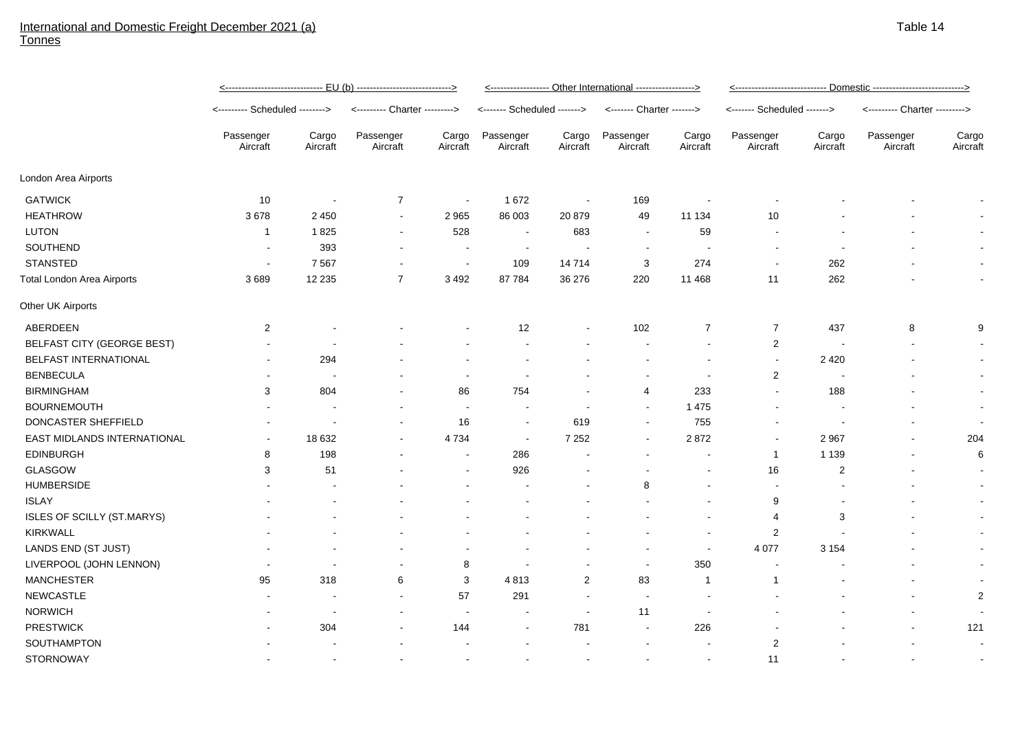International and Domestic Freight December 2021 (a)
Tonnes

Table 14

| | EU (b) | | | | Other International | | | | Domestic | | | |
|---|---|---|---|---|---|---|---|---|---|---|---|---|
| | Scheduled | | Charter | | Scheduled | | Charter | | Scheduled | | Charter | |
| | Passenger Aircraft | Cargo Aircraft | Passenger Aircraft | Cargo Aircraft | Passenger Aircraft | Cargo Aircraft | Passenger Aircraft | Cargo Aircraft | Passenger Aircraft | Cargo Aircraft | Passenger Aircraft | Cargo Aircraft |
| London Area Airports | | | | | | | | | | | | |
| GATWICK | 10 | - | 7 | - | 1 672 | - | 169 | - | - | - | - | - |
| HEATHROW | 3 678 | 2 450 | - | 2 965 | 86 003 | 20 879 | 49 | 11 134 | 10 | - | - | - |
| LUTON | 1 | 1 825 | - | 528 | - | 683 | - | 59 | - | - | - | - |
| SOUTHEND | - | 393 | - | - | - | - | - | - | - | - | - | - |
| STANSTED | - | 7 567 | - | - | 109 | 14 714 | 3 | 274 | - | 262 | - | - |
| Total London Area Airports | 3 689 | 12 235 | 7 | 3 492 | 87 784 | 36 276 | 220 | 11 468 | 11 | 262 | - | - |
| Other UK Airports | | | | | | | | | | | | |
| ABERDEEN | 2 | - | - | - | 12 | - | 102 | 7 | 7 | 437 | 8 | 9 |
| BELFAST CITY (GEORGE BEST) | - | - | - | - | - | - | - | - | 2 | - | - | - |
| BELFAST INTERNATIONAL | - | 294 | - | - | - | - | - | - | - | 2 420 | - | - |
| BENBECULA | - | - | - | - | - | - | - | - | 2 | - | - | - |
| BIRMINGHAM | 3 | 804 | - | 86 | 754 | - | 4 | 233 | - | 188 | - | - |
| BOURNEMOUTH | - | - | - | - | - | - | - | 1 475 | - | - | - | - |
| DONCASTER SHEFFIELD | - | - | - | 16 | - | 619 | - | 755 | - | - | - | - |
| EAST MIDLANDS INTERNATIONAL | - | 18 632 | - | 4 734 | - | 7 252 | - | 2 872 | - | 2 967 | - | 204 |
| EDINBURGH | 8 | 198 | - | - | 286 | - | - | - | 1 | 1 139 | - | 6 |
| GLASGOW | 3 | 51 | - | - | 926 | - | - | - | 16 | 2 | - | - |
| HUMBERSIDE | - | - | - | - | - | - | 8 | - | - | - | - | - |
| ISLAY | - | - | - | - | - | - | - | - | 9 | - | - | - |
| ISLES OF SCILLY (ST.MARYS) | - | - | - | - | - | - | - | - | 4 | 3 | - | - |
| KIRKWALL | - | - | - | - | - | - | - | - | 2 | - | - | - |
| LANDS END (ST JUST) | - | - | - | - | - | - | - | - | 4 077 | 3 154 | - | - |
| LIVERPOOL (JOHN LENNON) | - | - | - | 8 | - | - | - | 350 | - | - | - | - |
| MANCHESTER | 95 | 318 | 6 | 3 | 4 813 | 2 | 83 | 1 | 1 | - | - | - |
| NEWCASTLE | - | - | - | 57 | 291 | - | - | - | - | - | - | 2 |
| NORWICH | - | - | - | - | - | - | 11 | - | - | - | - | - |
| PRESTWICK | - | 304 | - | 144 | - | 781 | - | 226 | - | - | - | 121 |
| SOUTHAMPTON | - | - | - | - | - | - | - | - | 2 | - | - | - |
| STORNOWAY | - | - | - | - | - | - | - | - | 11 | - | - | - |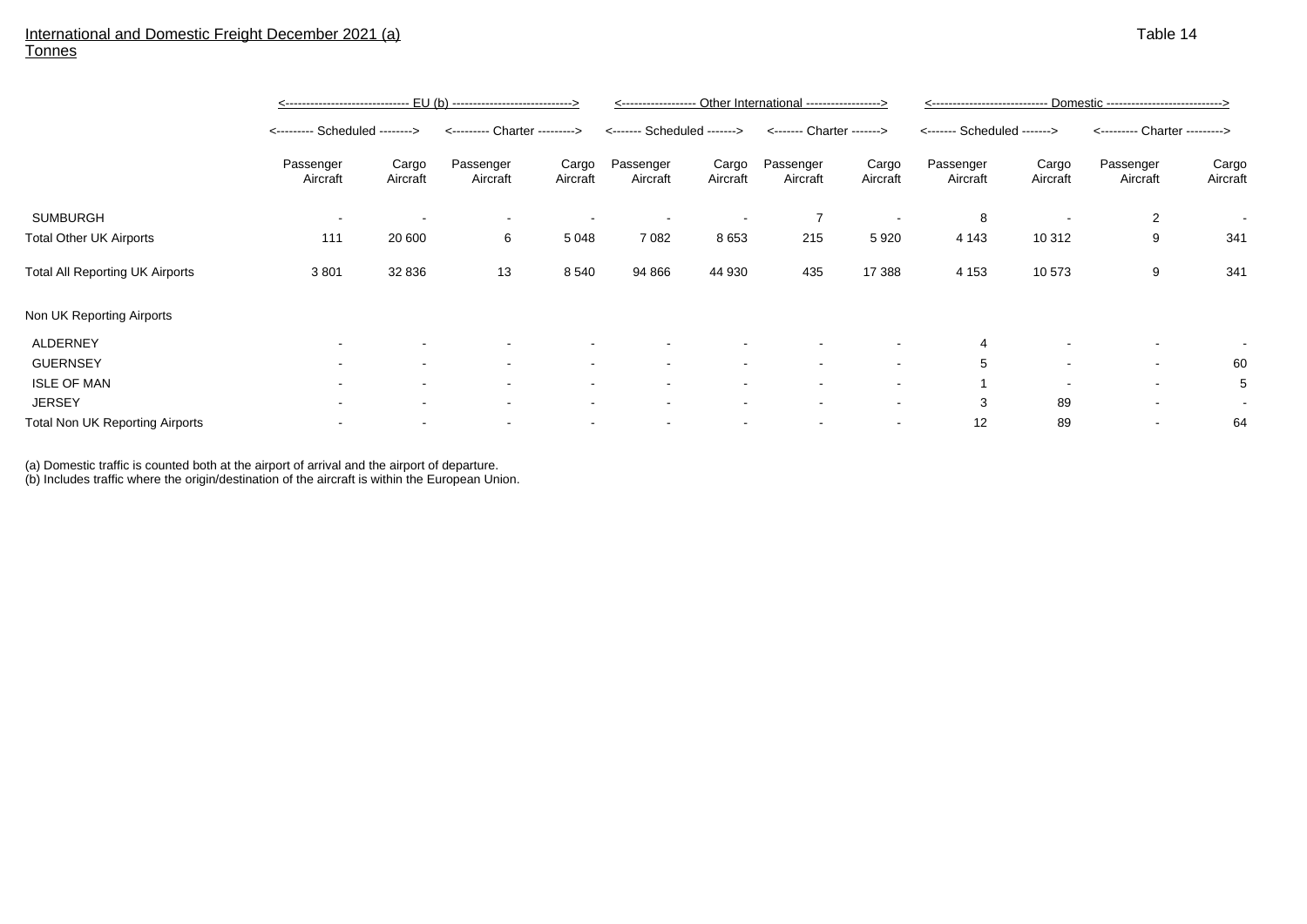International and Domestic Freight December 2021 (a)
Tonnes

Table 14

| | EU (b) | | | | Other International | | | | Domestic | | | |
|---|---|---|---|---|---|---|---|---|---|---|---|---|
| | Scheduled | | Charter | | Scheduled | | Charter | | Scheduled | | Charter | |
| | Passenger Aircraft | Cargo Aircraft | Passenger Aircraft | Cargo Aircraft | Passenger Aircraft | Cargo Aircraft | Passenger Aircraft | Cargo Aircraft | Passenger Aircraft | Cargo Aircraft | Passenger Aircraft | Cargo Aircraft |
| SUMBURGH | - | - | - | - | - | - | 7 | - | 8 | - | 2 | - |
| Total Other UK Airports | 111 | 20 600 | 6 | 5 048 | 7 082 | 8 653 | 215 | 5 920 | 4 143 | 10 312 | 9 | 341 |
| Total All Reporting UK Airports | 3 801 | 32 836 | 13 | 8 540 | 94 866 | 44 930 | 435 | 17 388 | 4 153 | 10 573 | 9 | 341 |
| Non UK Reporting Airports | | | | | | | | | | | | |
| ALDERNEY | - | - | - | - | - | - | - | - | 4 | - | - | - |
| GUERNSEY | - | - | - | - | - | - | - | - | 5 | - | - | 60 |
| ISLE OF MAN | - | - | - | - | - | - | - | - | 1 | - | - | 5 |
| JERSEY | - | - | - | - | - | - | - | - | 3 | 89 | - | - |
| Total Non UK Reporting Airports | - | - | - | - | - | - | - | - | 12 | 89 | - | 64 |

(a) Domestic traffic is counted both at the airport of arrival and the airport of departure.
(b) Includes traffic where the origin/destination of the aircraft is within the European Union.